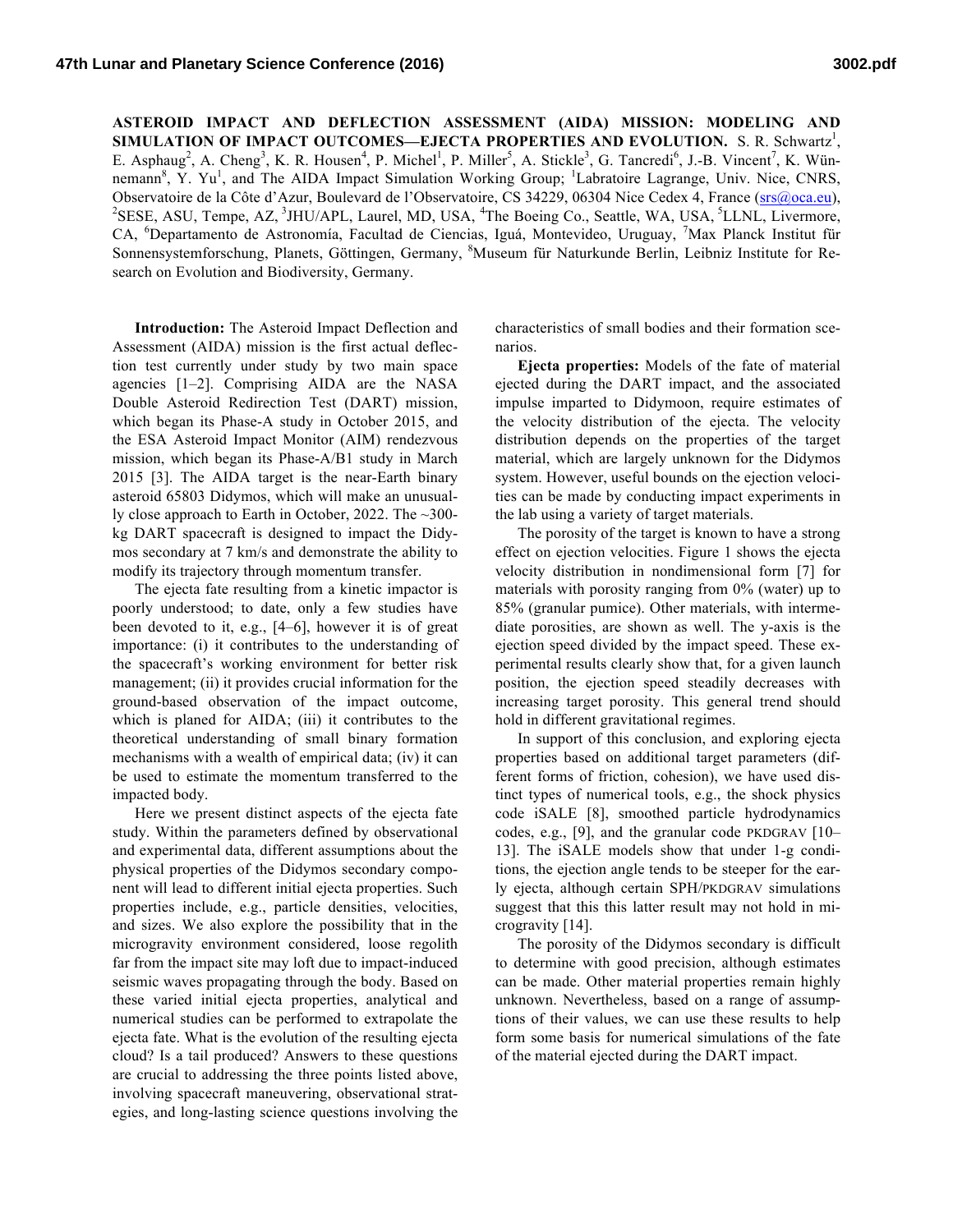# ASTEROID IMPACT AND DEFLECTION ASSESSMENT (AIDA) MISSION: MODELING AND SIMULATION OF IMPACT OUTCOMES—EJECTA PROPERTIES AND EVOLUTION.

S. R. Schwartz[1], E. Asphaug[2], A. Cheng[3], K. R. Housen[4], P. Michel[1], P. Miller[5], A. Stickle[3], G. Tancredi[6], J.-B. Vincent[7], K. Wünnemann[8], Y. Yu[1], and The AIDA Impact Simulation Working Group; [1]Labratoire Lagrange, Univ. Nice, CNRS, Observatoire de la Côte d'Azur, Boulevard de l'Observatoire, CS 34229, 06304 Nice Cedex 4, France (srs@oca.eu), [2]SESE, ASU, Tempe, AZ, [3]JHU/APL, Laurel, MD, USA, [4]The Boeing Co., Seattle, WA, USA, [5]LLNL, Livermore, CA, [6]Departamento de Astronomía, Facultad de Ciencias, Iguá, Montevideo, Uruguay, [7]Max Planck Institut für Sonnensystemforschung, Planets, Göttingen, Germany, [8]Museum für Naturkunde Berlin, Leibniz Institute for Research on Evolution and Biodiversity, Germany.

**Introduction:** The Asteroid Impact Deflection and Assessment (AIDA) mission is the first actual deflection test currently under study by two main space agencies [1–2]. Comprising AIDA are the NASA Double Asteroid Redirection Test (DART) mission, which began its Phase-A study in October 2015, and the ESA Asteroid Impact Monitor (AIM) rendezvous mission, which began its Phase-A/B1 study in March 2015 [3]. The AIDA target is the near-Earth binary asteroid 65803 Didymos, which will make an unusually close approach to Earth in October, 2022. The ~300-kg DART spacecraft is designed to impact the Didymos secondary at 7 km/s and demonstrate the ability to modify its trajectory through momentum transfer.

The ejecta fate resulting from a kinetic impactor is poorly understood; to date, only a few studies have been devoted to it, e.g., [4–6], however it is of great importance: (i) it contributes to the understanding of the spacecraft's working environment for better risk management; (ii) it provides crucial information for the ground-based observation of the impact outcome, which is planed for AIDA; (iii) it contributes to the theoretical understanding of small binary formation mechanisms with a wealth of empirical data; (iv) it can be used to estimate the momentum transferred to the impacted body.

Here we present distinct aspects of the ejecta fate study. Within the parameters defined by observational and experimental data, different assumptions about the physical properties of the Didymos secondary component will lead to different initial ejecta properties. Such properties include, e.g., particle densities, velocities, and sizes. We also explore the possibility that in the microgravity environment considered, loose regolith far from the impact site may loft due to impact-induced seismic waves propagating through the body. Based on these varied initial ejecta properties, analytical and numerical studies can be performed to extrapolate the ejecta fate. What is the evolution of the resulting ejecta cloud? Is a tail produced? Answers to these questions are crucial to addressing the three points listed above, involving spacecraft maneuvering, observational strategies, and long-lasting science questions involving the characteristics of small bodies and their formation scenarios.

**Ejecta properties:** Models of the fate of material ejected during the DART impact, and the associated impulse imparted to Didymoon, require estimates of the velocity distribution of the ejecta. The velocity distribution depends on the properties of the target material, which are largely unknown for the Didymos system. However, useful bounds on the ejection velocities can be made by conducting impact experiments in the lab using a variety of target materials.

The porosity of the target is known to have a strong effect on ejection velocities. Figure 1 shows the ejecta velocity distribution in nondimensional form [7] for materials with porosity ranging from 0% (water) up to 85% (granular pumice). Other materials, with intermediate porosities, are shown as well. The y-axis is the ejection speed divided by the impact speed. These experimental results clearly show that, for a given launch position, the ejection speed steadily decreases with increasing target porosity. This general trend should hold in different gravitational regimes.

In support of this conclusion, and exploring ejecta properties based on additional target parameters (different forms of friction, cohesion), we have used distinct types of numerical tools, e.g., the shock physics code iSALE [8], smoothed particle hydrodynamics codes, e.g., [9], and the granular code PKDGRAV [10–13]. The iSALE models show that under 1-g conditions, the ejection angle tends to be steeper for the early ejecta, although certain SPH/PKDGRAV simulations suggest that this this latter result may not hold in microgravity [14].

The porosity of the Didymos secondary is difficult to determine with good precision, although estimates can be made. Other material properties remain highly unknown. Nevertheless, based on a range of assumptions of their values, we can use these results to help form some basis for numerical simulations of the fate of the material ejected during the DART impact.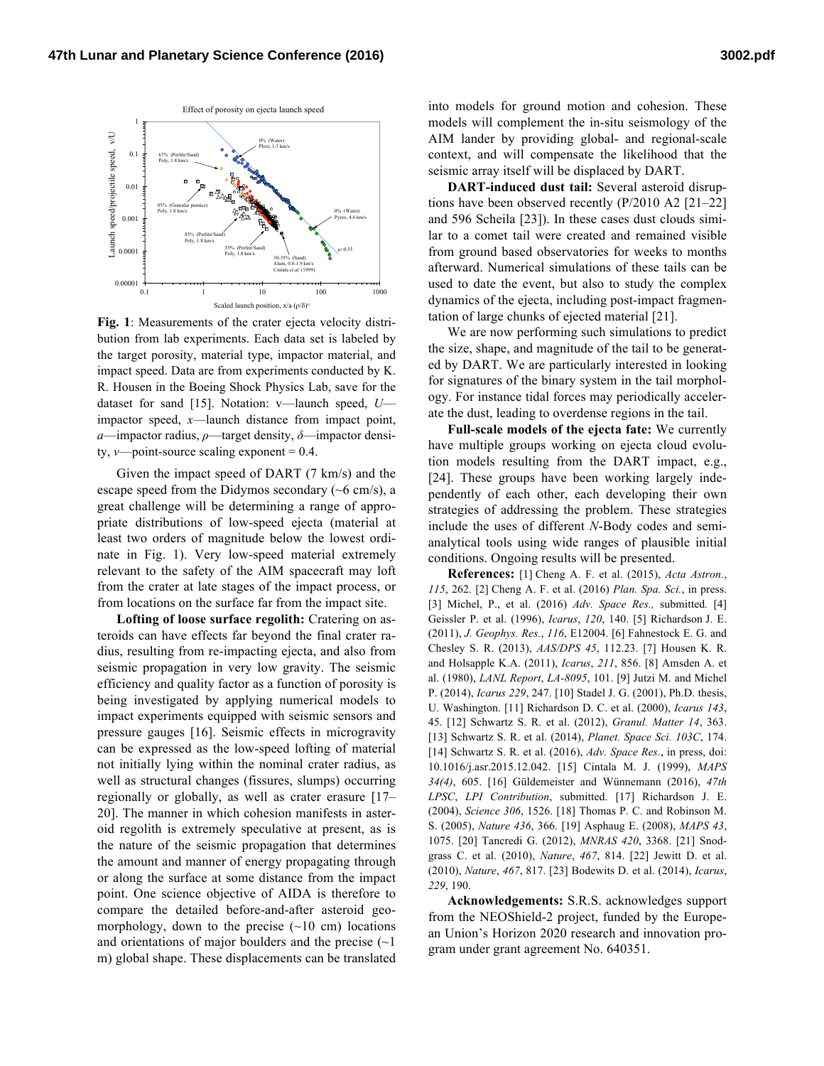Effect of porosity on ejecta launch speed

Launch speed/projectile speed, v/U

Scaled launch position, x/a (ρ/δ)^ν

1

0.1

0.01

0.001

0.0001

0.00001

0.1

1

10

100

1000

0% (Water) Plexi, 1.3 km/s

67% (Perlite/Sand) Poly, 1.8 km/s

85% (Granular pumice) Poly, 1.8 km/s

0% (Water) Pyrex, 4.6 km/s

83% (Perlite/Sand) Poly, 1.8 km/s

55% (Perlite/Sand) Poly, 1.8 km/s

μ=0.55

30-35% (Sand) Alum, 0.8-1.9 km/s Cintala *et al.* (1999)

**Fig. 1**: Measurements of the crater ejecta velocity distribution from lab experiments. Each data set is labeled by the target porosity, material type, impactor material, and impact speed. Data are from experiments conducted by K. R. Housen in the Boeing Shock Physics Lab, save for the dataset for sand [15]. Notation: v—launch speed, *U*—impactor speed, *x*—launch distance from impact point, *a*—impactor radius, *ρ*—target density, *δ*—impactor density, *ν*—point-source scaling exponent = 0.4.

Given the impact speed of DART (7 km/s) and the escape speed from the Didymos secondary (~6 cm/s), a great challenge will be determining a range of appropriate distributions of low-speed ejecta (material at least two orders of magnitude below the lowest ordinate in Fig. 1). Very low-speed material extremely relevant to the safety of the AIM spacecraft may loft from the crater at late stages of the impact process, or from locations on the surface far from the impact site.

**Lofting of loose surface regolith:** Cratering on asteroids can have effects far beyond the final crater radius, resulting from re-impacting ejecta, and also from seismic propagation in very low gravity. The seismic efficiency and quality factor as a function of porosity is being investigated by applying numerical models to impact experiments equipped with seismic sensors and pressure gauges [16]. Seismic effects in microgravity can be expressed as the low-speed lofting of material not initially lying within the nominal crater radius, as well as structural changes (fissures, slumps) occurring regionally or globally, as well as crater erasure [17–20]. The manner in which cohesion manifests in asteroid regolith is extremely speculative at present, as is the nature of the seismic propagation that determines the amount and manner of energy propagating through or along the surface at some distance from the impact point. One science objective of AIDA is therefore to compare the detailed before-and-after asteroid geomorphology, down to the precise (~10 cm) locations and orientations of major boulders and the precise (~1 m) global shape. These displacements can be translated into models for ground motion and cohesion. These models will complement the in-situ seismology of the AIM lander by providing global- and regional-scale context, and will compensate the likelihood that the seismic array itself will be displaced by DART.

**DART-induced dust tail:** Several asteroid disruptions have been observed recently (P/2010 A2 [21–22] and 596 Scheila [23]). In these cases dust clouds similar to a comet tail were created and remained visible from ground based observatories for weeks to months afterward. Numerical simulations of these tails can be used to date the event, but also to study the complex dynamics of the ejecta, including post-impact fragmentation of large chunks of ejected material [21].

We are now performing such simulations to predict the size, shape, and magnitude of the tail to be generated by DART. We are particularly interested in looking for signatures of the binary system in the tail morphology. For instance tidal forces may periodically accelerate the dust, leading to overdense regions in the tail.

**Full-scale models of the ejecta fate:** We currently have multiple groups working on ejecta cloud evolution models resulting from the DART impact, e.g., [24]. These groups have been working largely independently of each other, each developing their own strategies of addressing the problem. These strategies include the uses of different *N*-Body codes and semi-analytical tools using wide ranges of plausible initial conditions. Ongoing results will be presented.

**References:** [1] Cheng A. F. et al. (2015), *Acta Astron.*, *115*, 262. [2] Cheng A. F. et al. (2016) *Plan. Spa. Sci.*, in press. [3] Michel, P., et al. (2016) *Adv. Space Res.,* submitted. [4] Geissler P. et al. (1996), *Icarus*, *120*, 140. [5] Richardson J. E. (2011), *J. Geophys. Res.*, *116*, E12004. [6] Fahnestock E. G. and Chesley S. R. (2013), *AAS/DPS 45*, 112.23. [7] Housen K. R. and Holsapple K.A. (2011), *Icarus*, *211*, 856. [8] Amsden A. et al. (1980), *LANL Report*, *LA-8095*, 101. [9] Jutzi M. and Michel P. (2014), *Icarus 229*, 247. [10] Stadel J. G. (2001), Ph.D. thesis, U. Washington. [11] Richardson D. C. et al. (2000), *Icarus 143*, 45. [12] Schwartz S. R. et al. (2012), *Granul. Matter 14*, 363. [13] Schwartz S. R. et al. (2014), *Planet. Space Sci. 103C*, 174. [14] Schwartz S. R. et al. (2016), *Adv. Space Res.*, in press, doi: 10.1016/j.asr.2015.12.042. [15] Cintala M. J. (1999), *MAPS 34(4)*, 605. [16] Güldemeister and Wünnemann (2016), *47th LPSC*, *LPI Contribution*, submitted. [17] Richardson J. E. (2004), *Science 306*, 1526. [18] Thomas P. C. and Robinson M. S. (2005), *Nature 436*, 366. [19] Asphaug E. (2008), *MAPS 43*, 1075. [20] Tancredi G. (2012), *MNRAS 420*, 3368. [21] Snodgrass C. et al. (2010), *Nature*, *467*, 814. [22] Jewitt D. et al. (2010), *Nature*, *467*, 817. [23] Bodewits D. et al. (2014), *Icarus*, *229*, 190.

**Acknowledgements:** S.R.S. acknowledges support from the NEOShield-2 project, funded by the European Union's Horizon 2020 research and innovation program under grant agreement No. 640351.